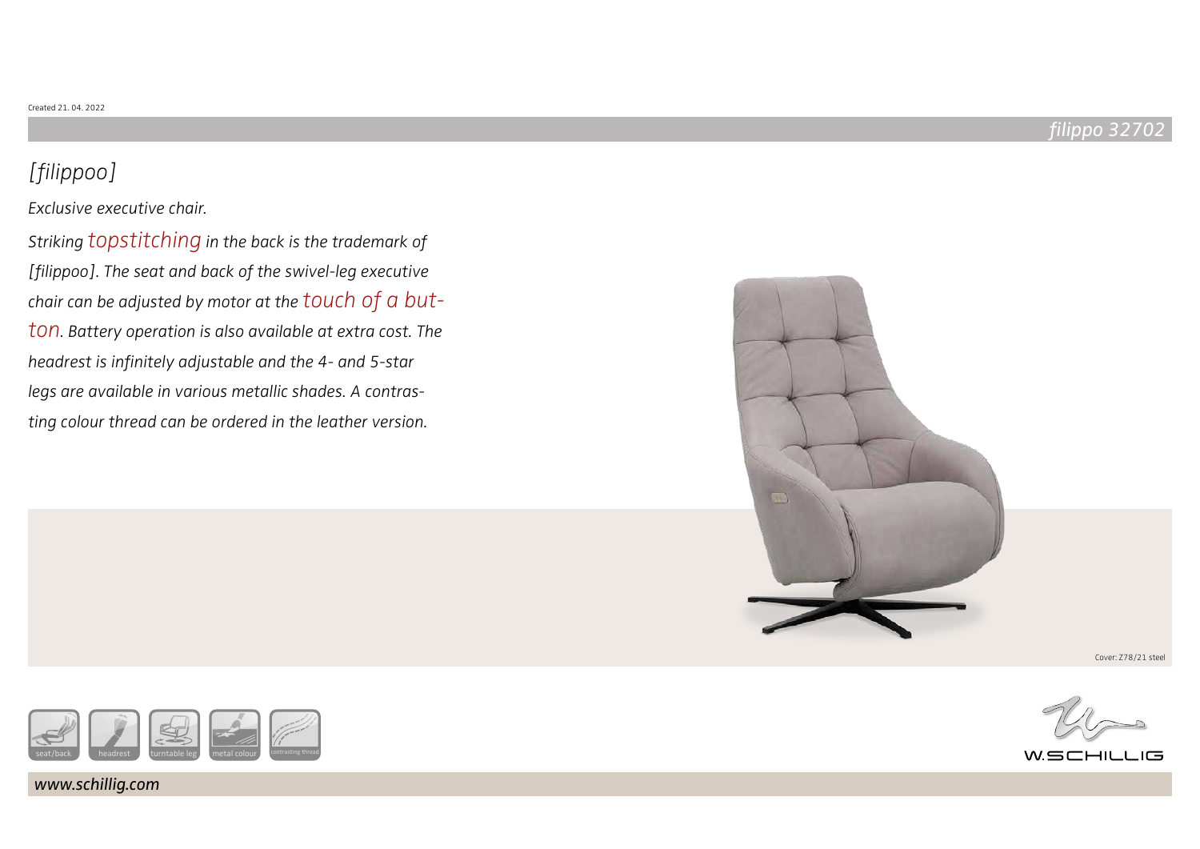Created 21. 04. 2022

# filippo 32702

## [filippoo]

*Exclusive executive chair.*

*Striking topstitching in the back is the trademark of [filippoo]. The seat and back of the swivel-leg executive chair can be adjusted by motor at the touch of a button. Battery operation is also available at extra cost. The headrest is infinitely adjustable and the 4- and 5-star legs are available in various metallic shades. A contrasting colour thread can be ordered in the leather version.*

Cover: Z78/21 steel

seat/back | headrest | turntable leg | metal colour | contrasting thread

W.SCHILLIG

*www.schillig.com*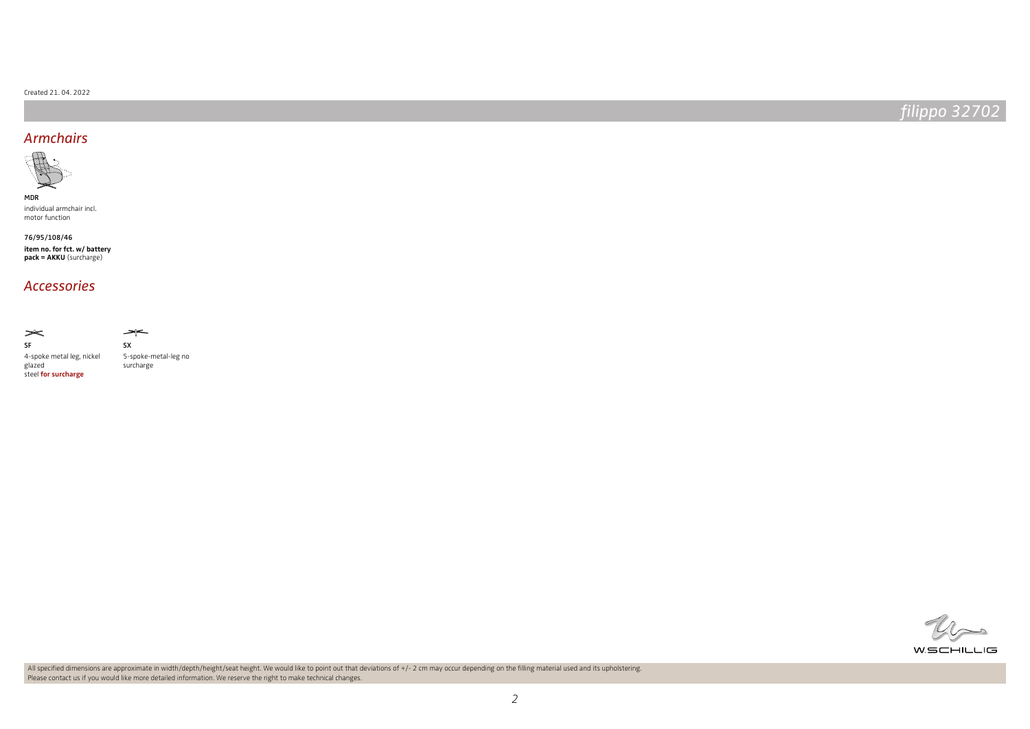Created 21. 04. 2022

# filippo 32702

## Armchairs

**MDR**
individual armchair incl. motor function

**76/95/108/46**

**item no. for fct. w/ battery pack = AKKU** (surcharge)

## Accessories

**SF**
4-spoke metal leg, nickel glazed steel **for surcharge**

**SX**
5-spoke-metal-leg no surcharge

W.SCHILLIG

All specified dimensions are approximate in width/depth/height/seat height. We would like to point out that deviations of +/- 2 cm may occur depending on the filling material used and its upholstering.
Please contact us if you would like more detailed information. We reserve the right to make technical changes.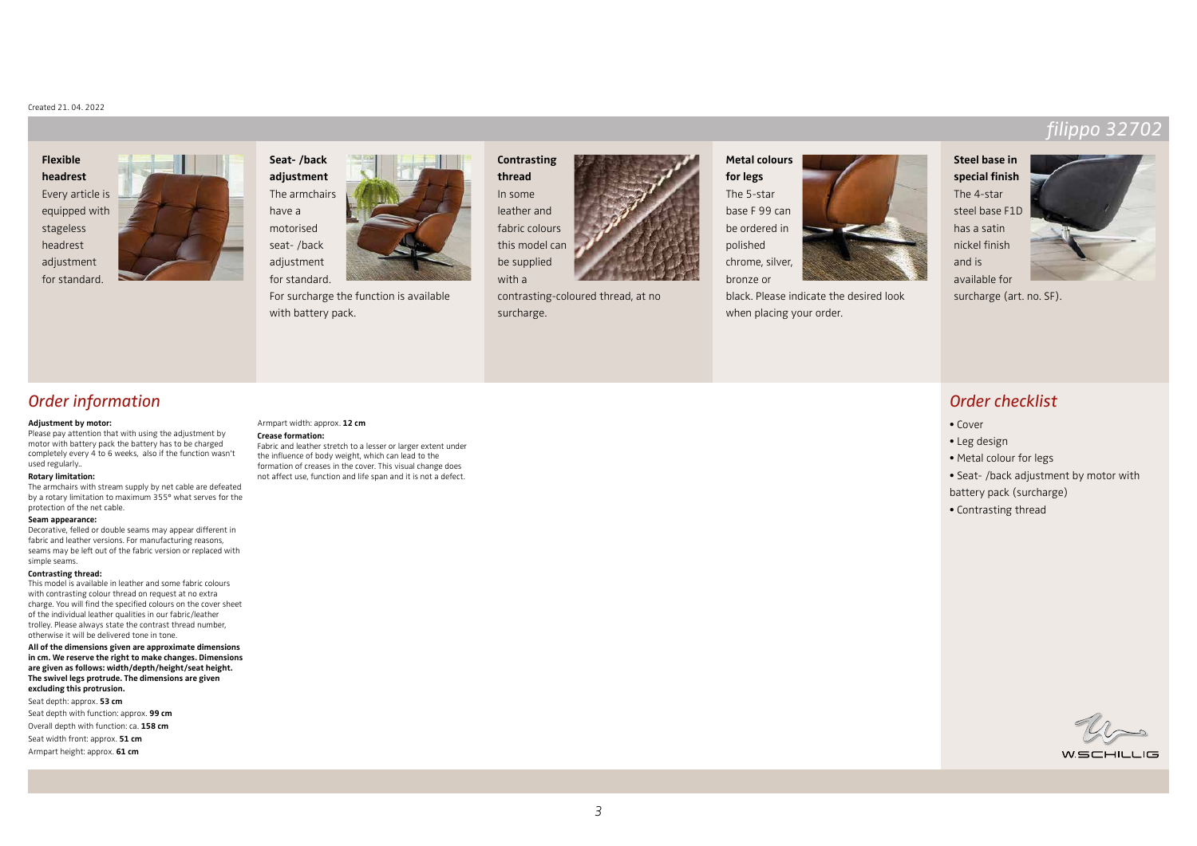Created 21. 04. 2022

# filippo 32702

**Flexible headrest**
Every article is equipped with stageless headrest adjustment for standard.

**Seat- /back adjustment**
The armchairs have a motorised seat- /back adjustment for standard.
For surcharge the function is available with battery pack.

**Contrasting thread**
In some leather and fabric colours this model can be supplied with a contrasting-coloured thread, at no surcharge.

**Metal colours for legs**
The 5-star base F 99 can be ordered in polished chrome, silver, bronze or black. Please indicate the desired look when placing your order.

**Steel base in special finish**
The 4-star steel base F1D has a satin nickel finish and is available for surcharge (art. no. SF).

## Order information

**Adjustment by motor:**
Please pay attention that with using the adjustment by motor with battery pack the battery has to be charged completely every 4 to 6 weeks, also if the function wasn't used regularly..

**Rotary limitation:**
The armchairs with stream supply by net cable are defeated by a rotary limitation to maximum 355° what serves for the protection of the net cable.

**Seam appearance:**
Decorative, felled or double seams may appear different in fabric and leather versions. For manufacturing reasons, seams may be left out of the fabric version or replaced with simple seams.

**Contrasting thread:**
This model is available in leather and some fabric colours with contrasting colour thread on request at no extra charge. You will find the specified colours on the cover sheet of the individual leather qualities in our fabric/leather trolley. Please always state the contrast thread number, otherwise it will be delivered tone in tone.

**All of the dimensions given are approximate dimensions in cm. We reserve the right to make changes. Dimensions are given as follows: width/depth/height/seat height. The swivel legs protrude. The dimensions are given excluding this protrusion.**

Seat depth: approx. **53 cm**
Seat depth with function: approx. **99 cm**
Overall depth with function: ca. **158 cm**
Seat width front: approx. **51 cm**
Armpart height: approx. **61 cm**
Armpart width: approx. **12 cm**

**Crease formation:**
Fabric and leather stretch to a lesser or larger extent under the influence of body weight, which can lead to the formation of creases in the cover. This visual change does not affect use, function and life span and it is not a defect.

## Order checklist

- Cover
- Leg design
- Metal colour for legs
- Seat- /back adjustment by motor with battery pack (surcharge)
- Contrasting thread

W.SCHILLIG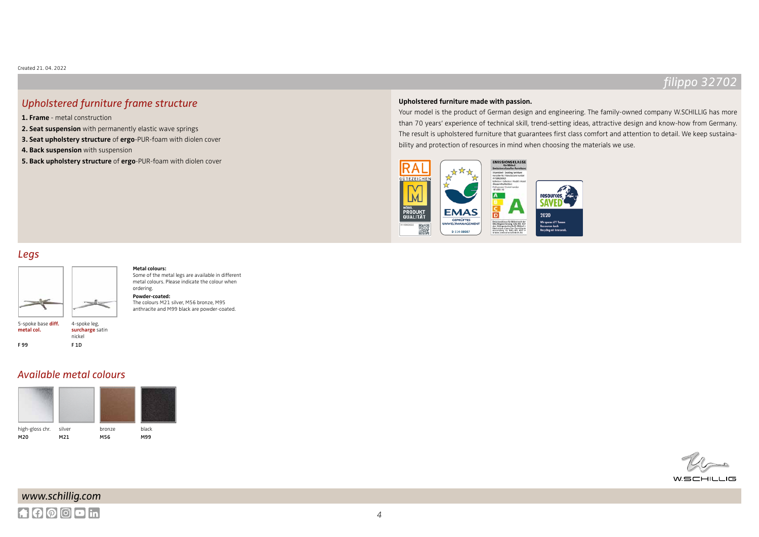Created 21. 04. 2022

# filippo 32702

## Upholstered furniture frame structure

**1. Frame** - metal construction
**2. Seat suspension** with permanently elastic wave springs
**3. Seat upholstery structure** of **ergo**-PUR-foam with diolen cover
**4. Back suspension** with suspension
**5. Back upholstery structure** of **ergo**-PUR-foam with diolen cover

**Upholstered furniture made with passion.**

Your model is the product of German design and engineering. The family-owned company W.SCHILLIG has more than 70 years' experience of technical skill, trend-setting ideas, attractive design and know-how from Germany. The result is upholstered furniture that guarantees first class comfort and attention to detail. We keep sustainability and protection of resources in mind when choosing the materials we use.

## Legs

5-spoke base **diff. metal col.**
F 99

4-spoke leg, **surcharge** satin nickel
F 1D

**Metal colours:**
Some of the metal legs are available in different metal colours. Please indicate the colour when ordering.

**Powder-coated:**
The colours M21 silver, M56 bronze, M95 anthracite and M99 black are powder-coated.

## Available metal colours

| high-gloss chr. | silver | bronze | black |
|---|---|---|---|
| M20 | M21 | M56 | M99 |

www.schillig.com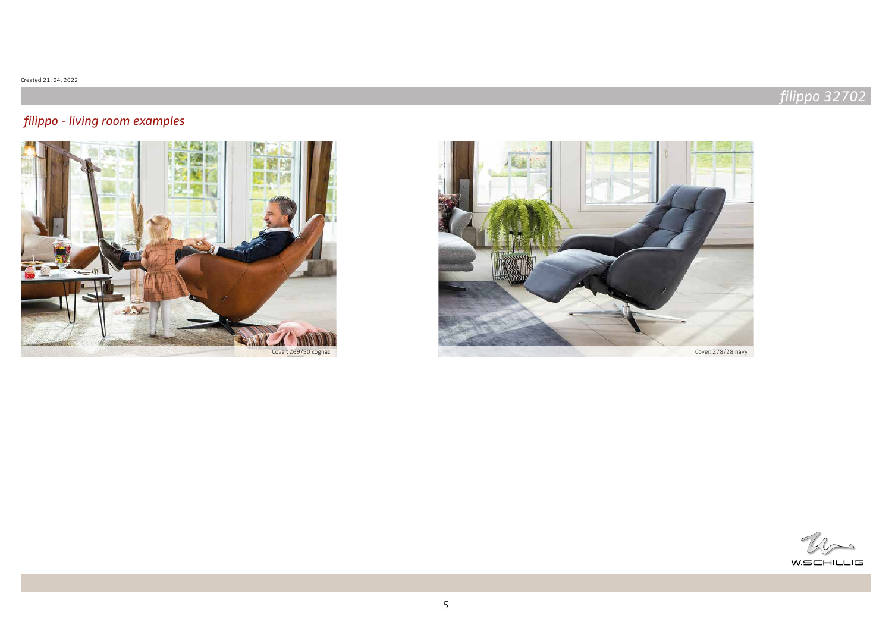## *filippo - living room examples*

Cover: Z69/50 cognac

Cover: Z78/28 navy